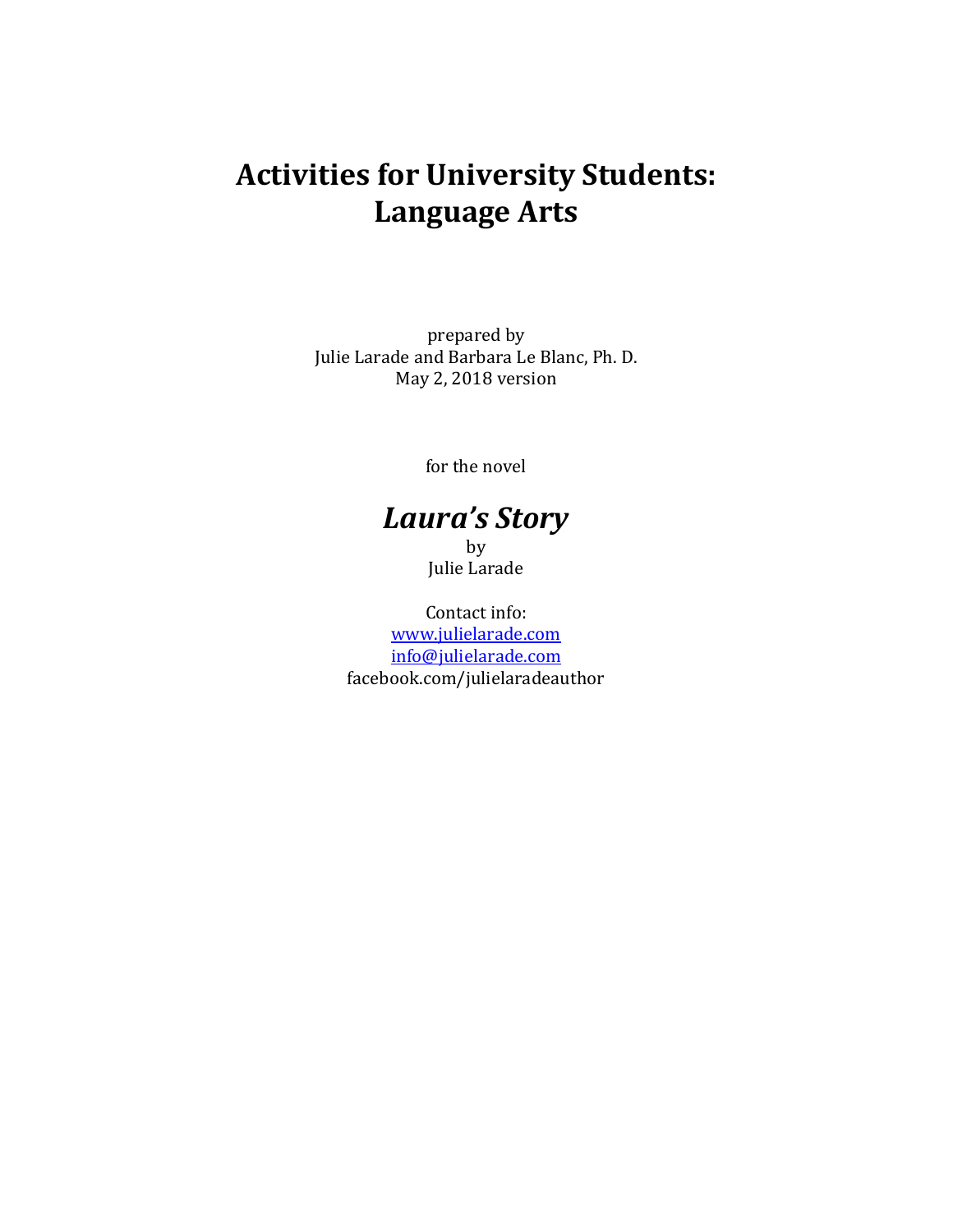# Activities for University Students: Language Arts

prepared by
Julie Larade and Barbara Le Blanc, Ph. D.
May 2, 2018 version

for the novel

## *Laura's Story*

by
Julie Larade

Contact info:
[www.julielarade.com](http://www.julielarade.com)
[info@julielarade.com](mailto:info@julielarade.com)
facebook.com/julielaradeauthor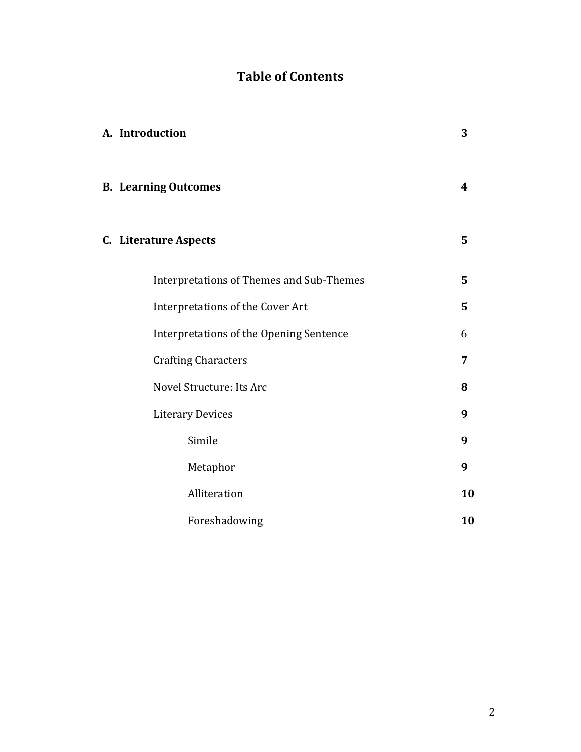# Table of Contents

| | |
|---|---|
| **A. Introduction** | **3** |
| **B. Learning Outcomes** | **4** |
| **C. Literature Aspects** | **5** |
| Interpretations of Themes and Sub-Themes | **5** |
| Interpretations of the Cover Art | **5** |
| Interpretations of the Opening Sentence | 6 |
| Crafting Characters | **7** |
| Novel Structure: Its Arc | **8** |
| Literary Devices | **9** |
| Simile | **9** |
| Metaphor | **9** |
| Alliteration | **10** |
| Foreshadowing | **10** |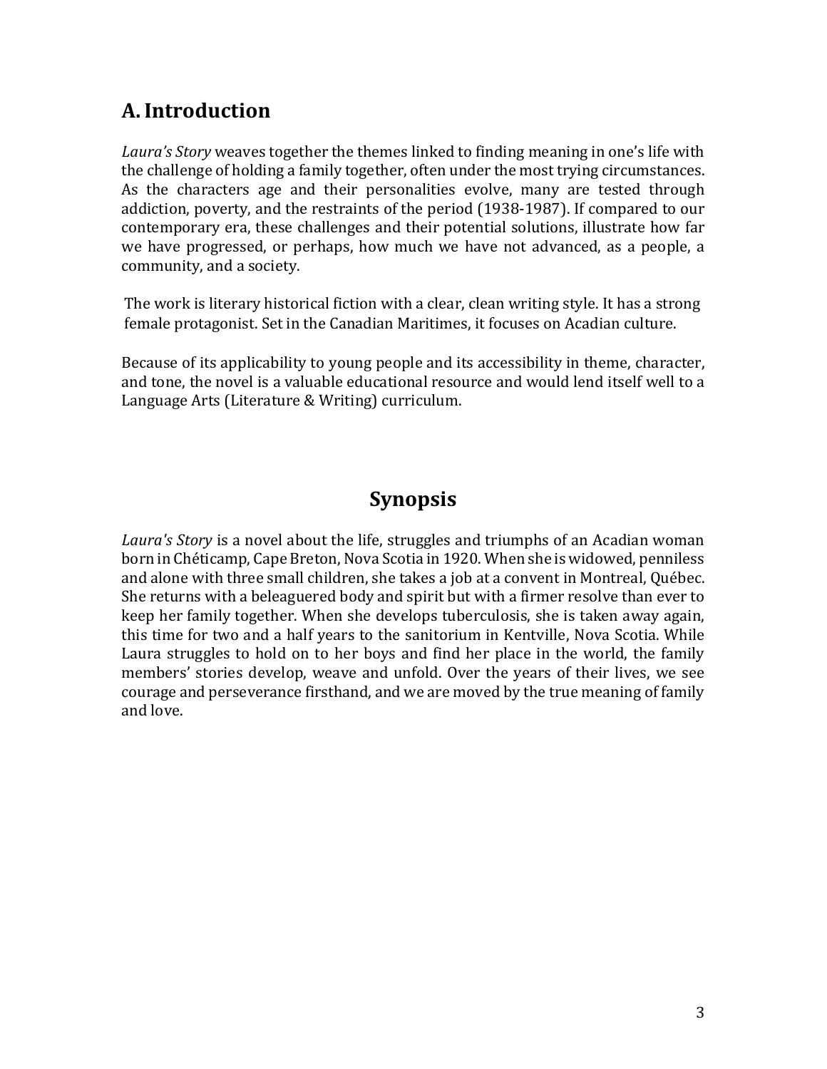## A. Introduction

*Laura's Story* weaves together the themes linked to finding meaning in one's life with the challenge of holding a family together, often under the most trying circumstances. As the characters age and their personalities evolve, many are tested through addiction, poverty, and the restraints of the period (1938-1987). If compared to our contemporary era, these challenges and their potential solutions, illustrate how far we have progressed, or perhaps, how much we have not advanced, as a people, a community, and a society.

The work is literary historical fiction with a clear, clean writing style. It has a strong female protagonist. Set in the Canadian Maritimes, it focuses on Acadian culture.

Because of its applicability to young people and its accessibility in theme, character, and tone, the novel is a valuable educational resource and would lend itself well to a Language Arts (Literature & Writing) curriculum.

## Synopsis

*Laura's Story* is a novel about the life, struggles and triumphs of an Acadian woman born in Chéticamp, Cape Breton, Nova Scotia in 1920. When she is widowed, penniless and alone with three small children, she takes a job at a convent in Montreal, Québec. She returns with a beleaguered body and spirit but with a firmer resolve than ever to keep her family together. When she develops tuberculosis, she is taken away again, this time for two and a half years to the sanitorium in Kentville, Nova Scotia. While Laura struggles to hold on to her boys and find her place in the world, the family members' stories develop, weave and unfold. Over the years of their lives, we see courage and perseverance firsthand, and we are moved by the true meaning of family and love.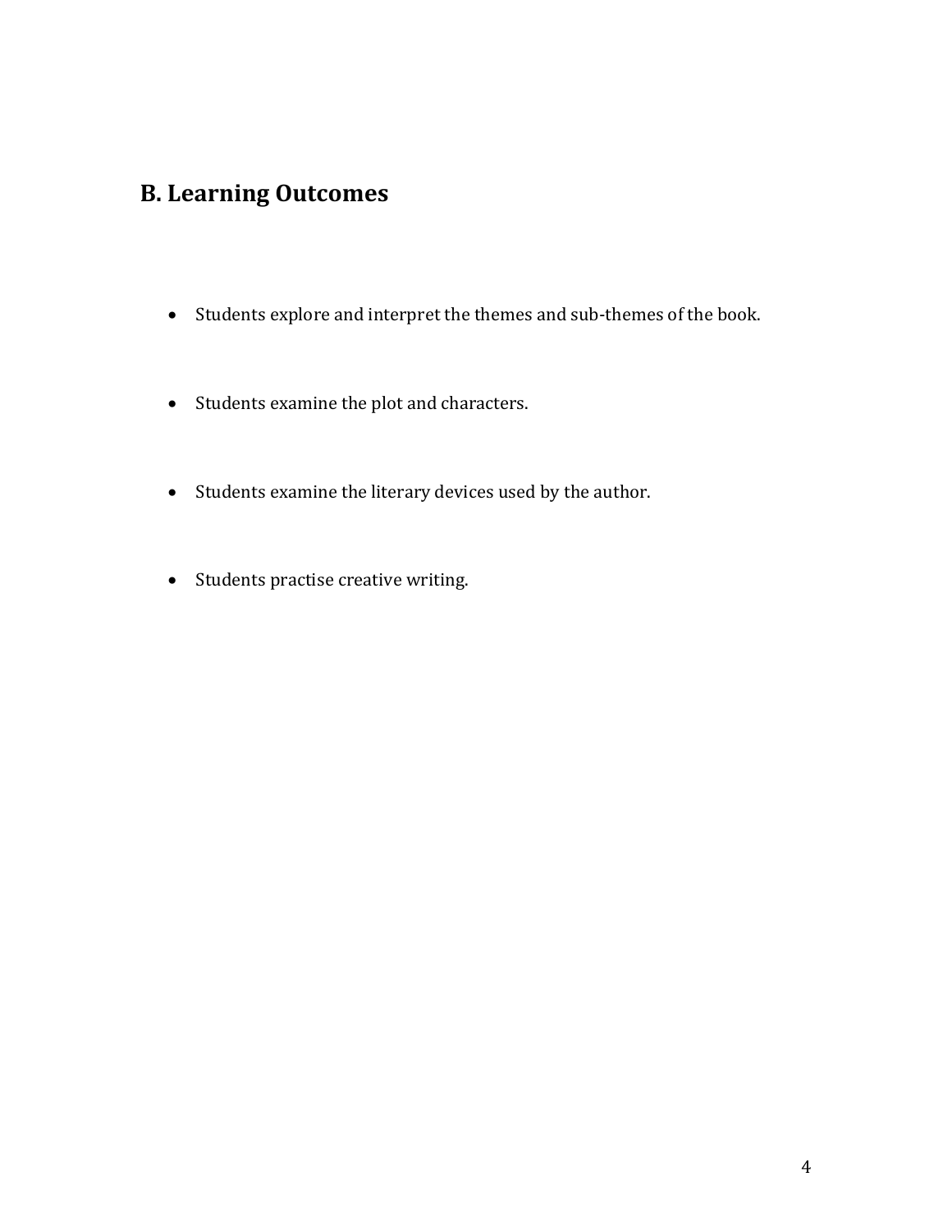## B. Learning Outcomes

- Students explore and interpret the themes and sub-themes of the book.
- Students examine the plot and characters.
- Students examine the literary devices used by the author.
- Students practise creative writing.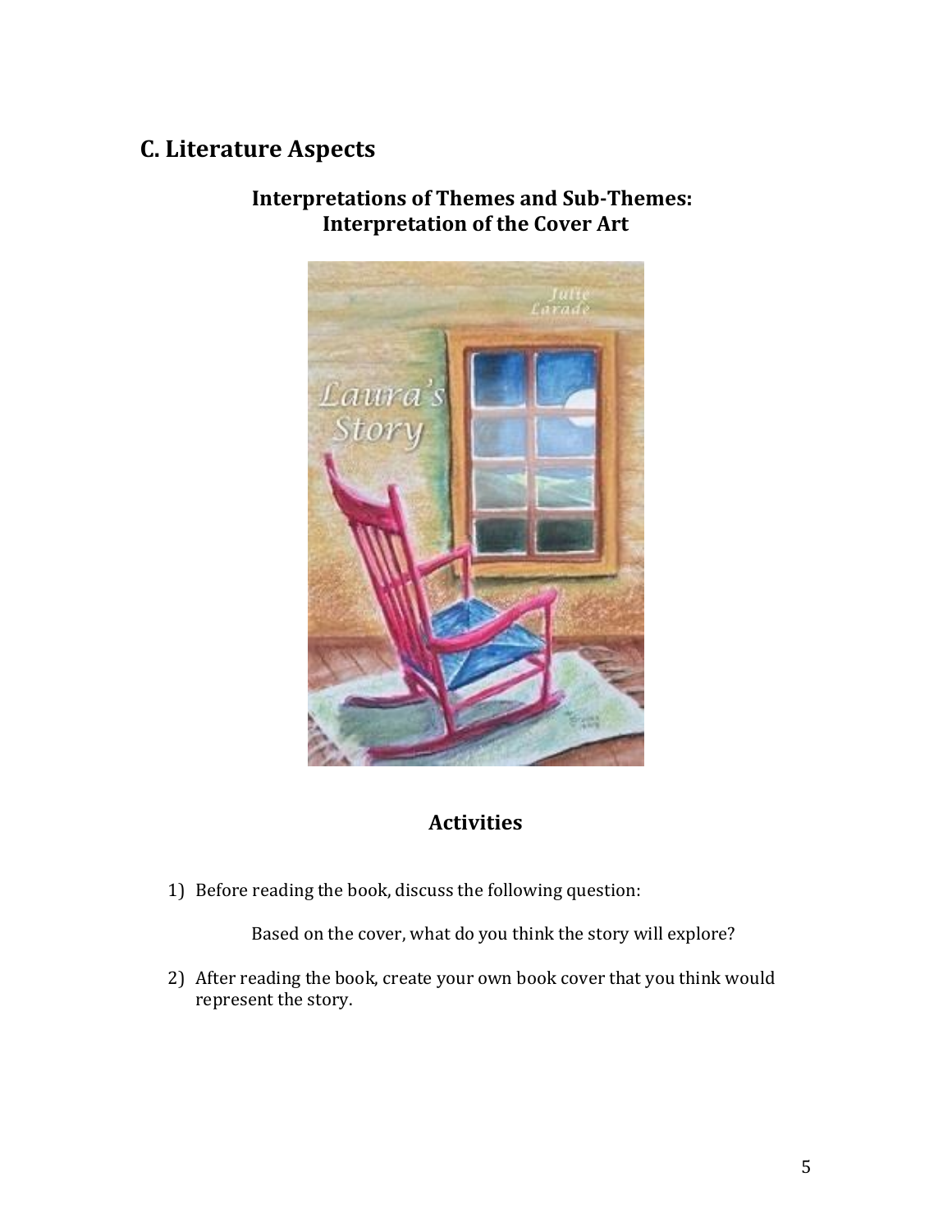## C. Literature Aspects

### Interpretations of Themes and Sub-Themes: Interpretation of the Cover Art

### Activities

1) Before reading the book, discuss the following question:

   Based on the cover, what do you think the story will explore?

2) After reading the book, create your own book cover that you think would represent the story.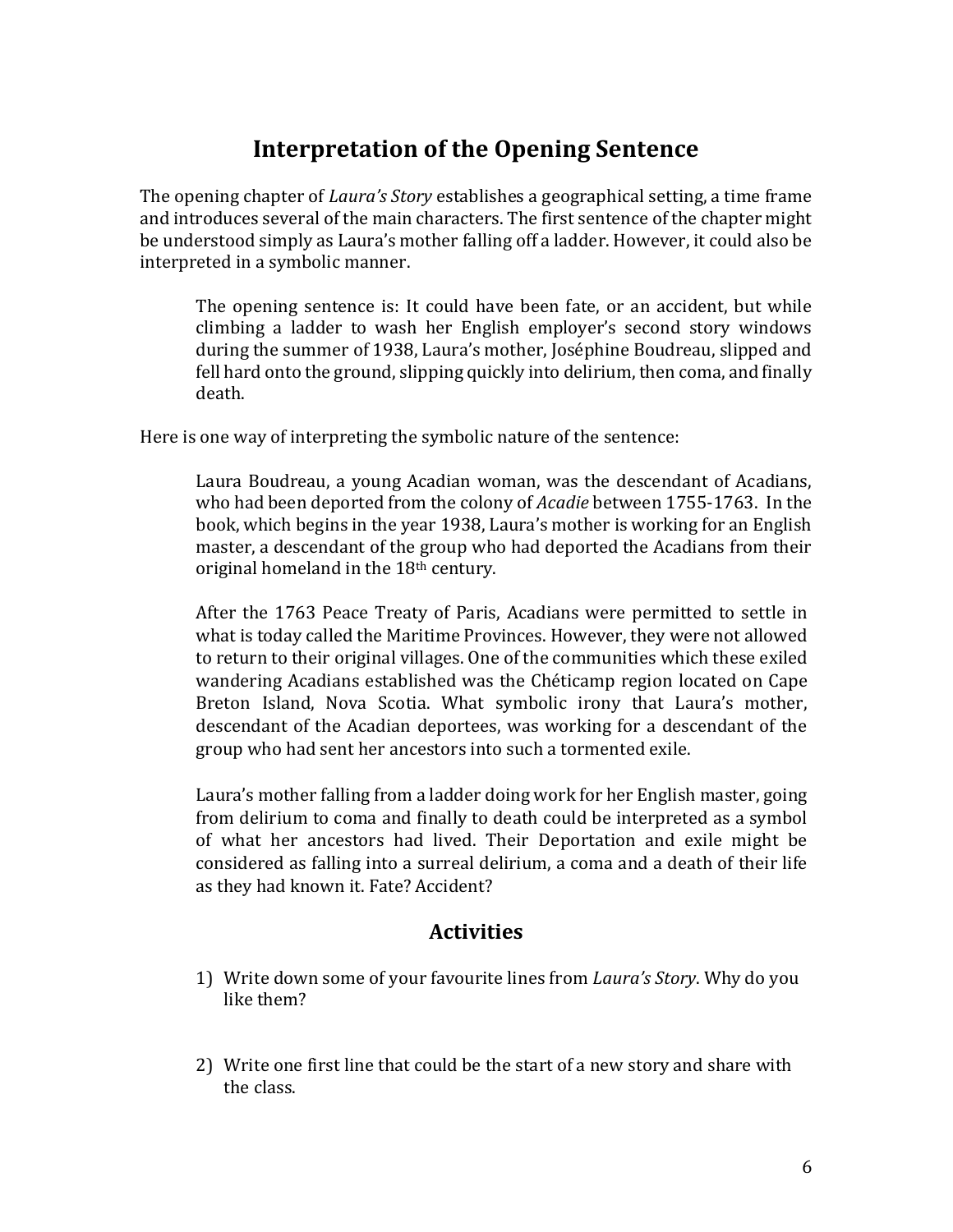## Interpretation of the Opening Sentence

The opening chapter of *Laura's Story* establishes a geographical setting, a time frame and introduces several of the main characters. The first sentence of the chapter might be understood simply as Laura's mother falling off a ladder. However, it could also be interpreted in a symbolic manner.

> The opening sentence is: It could have been fate, or an accident, but while climbing a ladder to wash her English employer's second story windows during the summer of 1938, Laura's mother, Joséphine Boudreau, slipped and fell hard onto the ground, slipping quickly into delirium, then coma, and finally death.

Here is one way of interpreting the symbolic nature of the sentence:

> Laura Boudreau, a young Acadian woman, was the descendant of Acadians, who had been deported from the colony of *Acadie* between 1755-1763. In the book, which begins in the year 1938, Laura's mother is working for an English master, a descendant of the group who had deported the Acadians from their original homeland in the 18th century.
>
> After the 1763 Peace Treaty of Paris, Acadians were permitted to settle in what is today called the Maritime Provinces. However, they were not allowed to return to their original villages. One of the communities which these exiled wandering Acadians established was the Chéticamp region located on Cape Breton Island, Nova Scotia. What symbolic irony that Laura's mother, descendant of the Acadian deportees, was working for a descendant of the group who had sent her ancestors into such a tormented exile.
>
> Laura's mother falling from a ladder doing work for her English master, going from delirium to coma and finally to death could be interpreted as a symbol of what her ancestors had lived. Their Deportation and exile might be considered as falling into a surreal delirium, a coma and a death of their life as they had known it. Fate? Accident?

### Activities

1) Write down some of your favourite lines from *Laura's Story*. Why do you like them?

2) Write one first line that could be the start of a new story and share with the class.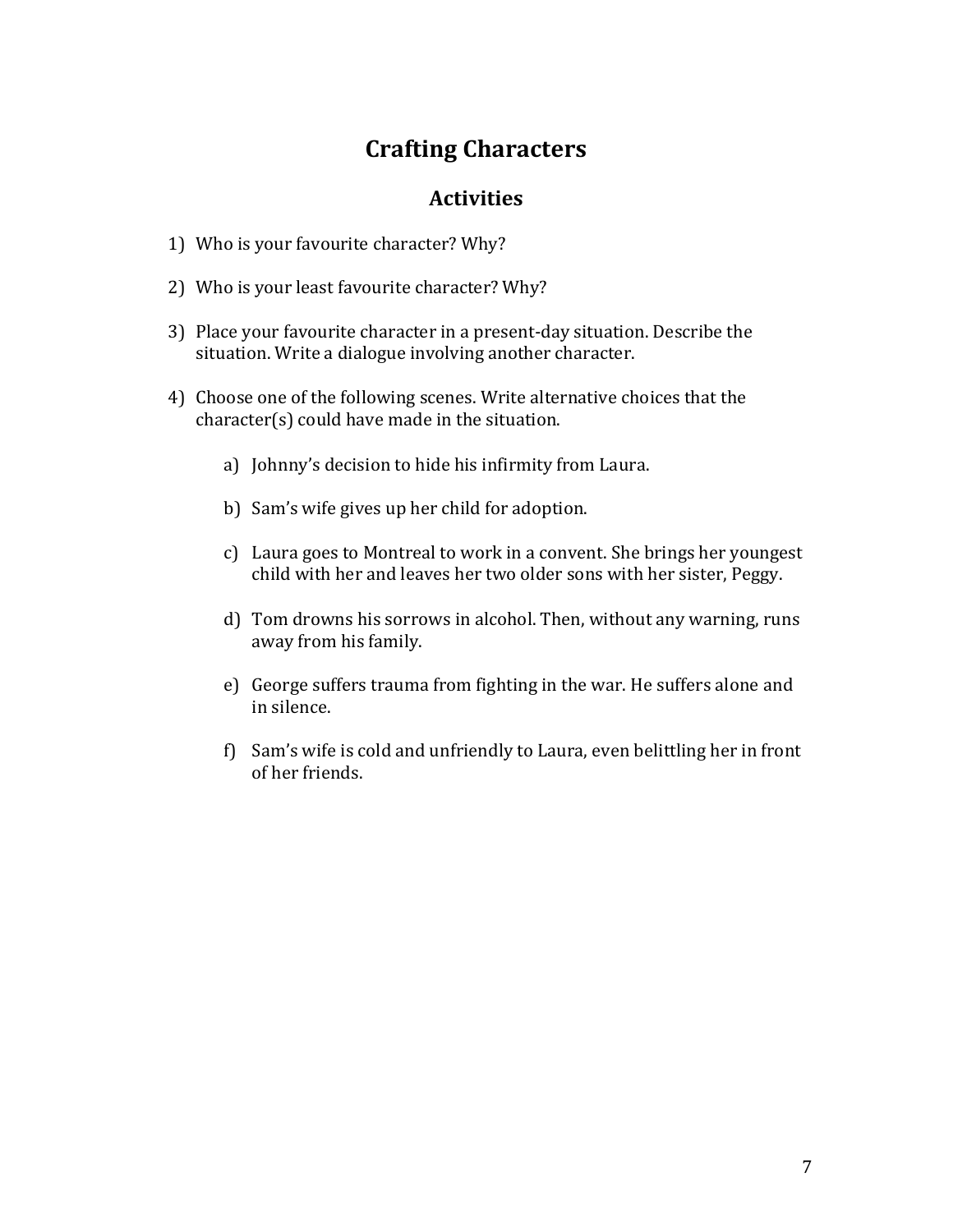# Crafting Characters

## Activities

1) Who is your favourite character? Why?

2) Who is your least favourite character? Why?

3) Place your favourite character in a present-day situation. Describe the situation. Write a dialogue involving another character.

4) Choose one of the following scenes. Write alternative choices that the character(s) could have made in the situation.

   a) Johnny's decision to hide his infirmity from Laura.

   b) Sam's wife gives up her child for adoption.

   c) Laura goes to Montreal to work in a convent. She brings her youngest child with her and leaves her two older sons with her sister, Peggy.

   d) Tom drowns his sorrows in alcohol. Then, without any warning, runs away from his family.

   e) George suffers trauma from fighting in the war. He suffers alone and in silence.

   f) Sam's wife is cold and unfriendly to Laura, even belittling her in front of her friends.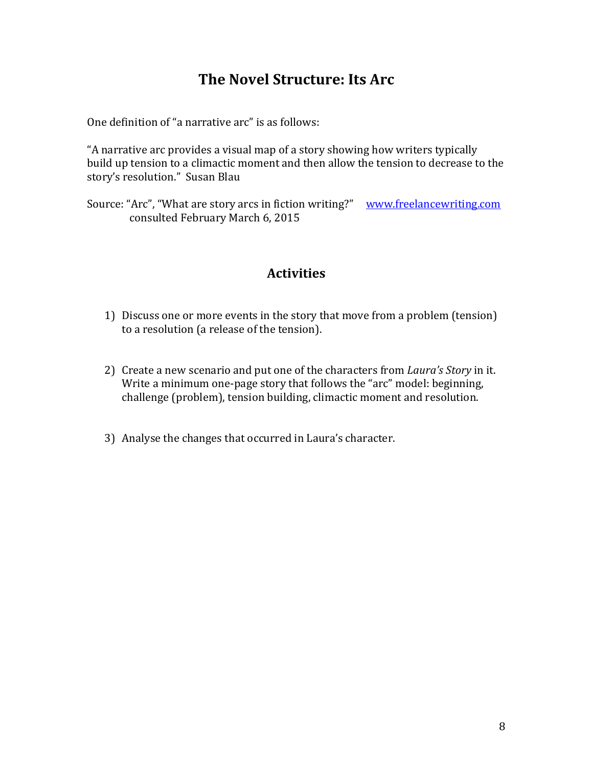# The Novel Structure: Its Arc

One definition of "a narrative arc" is as follows:

"A narrative arc provides a visual map of a story showing how writers typically build up tension to a climactic moment and then allow the tension to decrease to the story's resolution." Susan Blau

Source: "Arc", "What are story arcs in fiction writing?" [www.freelancewriting.com](http://www.freelancewriting.com) consulted February March 6, 2015

## Activities

1) Discuss one or more events in the story that move from a problem (tension) to a resolution (a release of the tension).

2) Create a new scenario and put one of the characters from *Laura's Story* in it. Write a minimum one-page story that follows the "arc" model: beginning, challenge (problem), tension building, climactic moment and resolution.

3) Analyse the changes that occurred in Laura's character.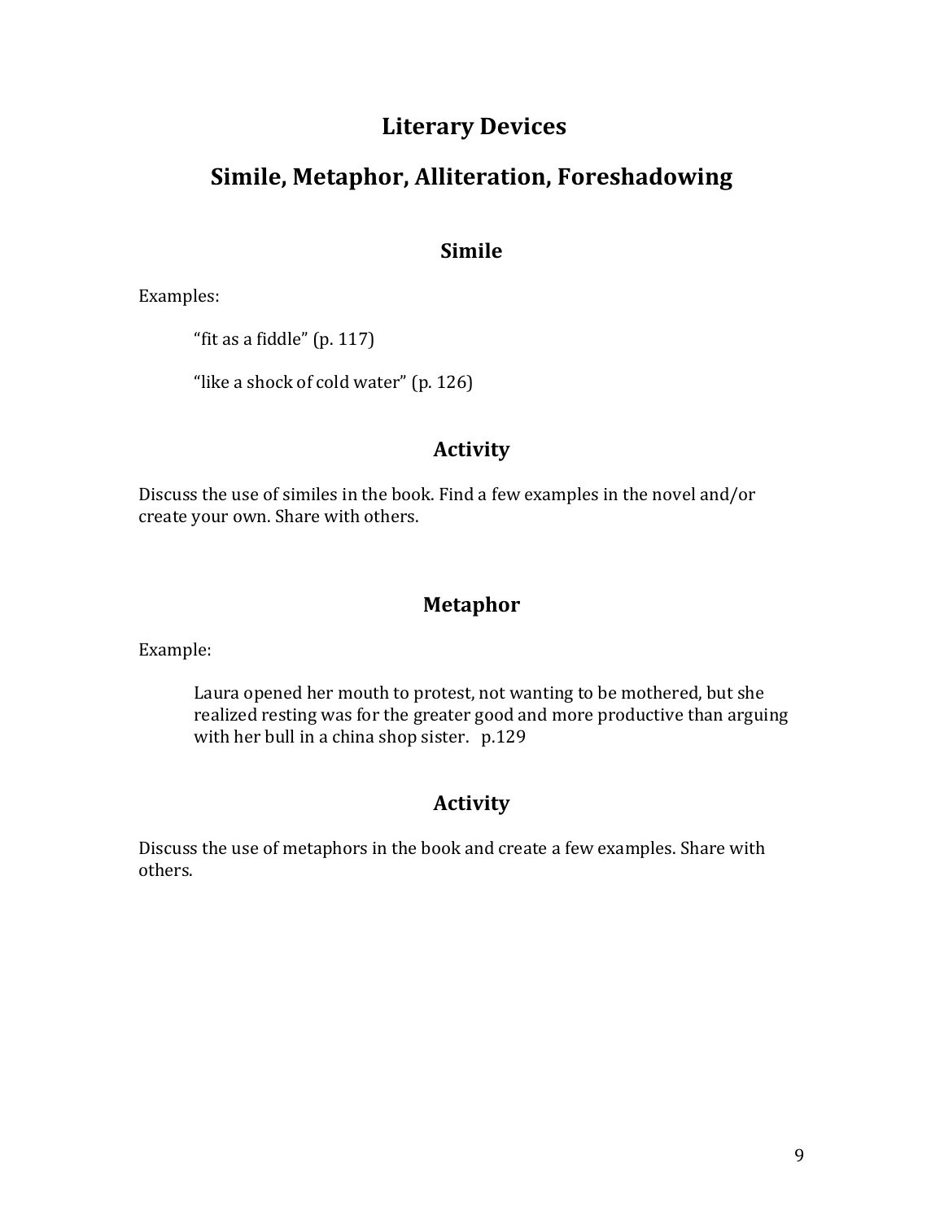# Literary Devices

# Simile, Metaphor, Alliteration, Foreshadowing

## Simile

Examples:

> "fit as a fiddle" (p. 117)
>
> "like a shock of cold water" (p. 126)

## Activity

Discuss the use of similes in the book. Find a few examples in the novel and/or create your own. Share with others.

## Metaphor

Example:

> Laura opened her mouth to protest, not wanting to be mothered, but she realized resting was for the greater good and more productive than arguing with her bull in a china shop sister. p.129

## Activity

Discuss the use of metaphors in the book and create a few examples. Share with others.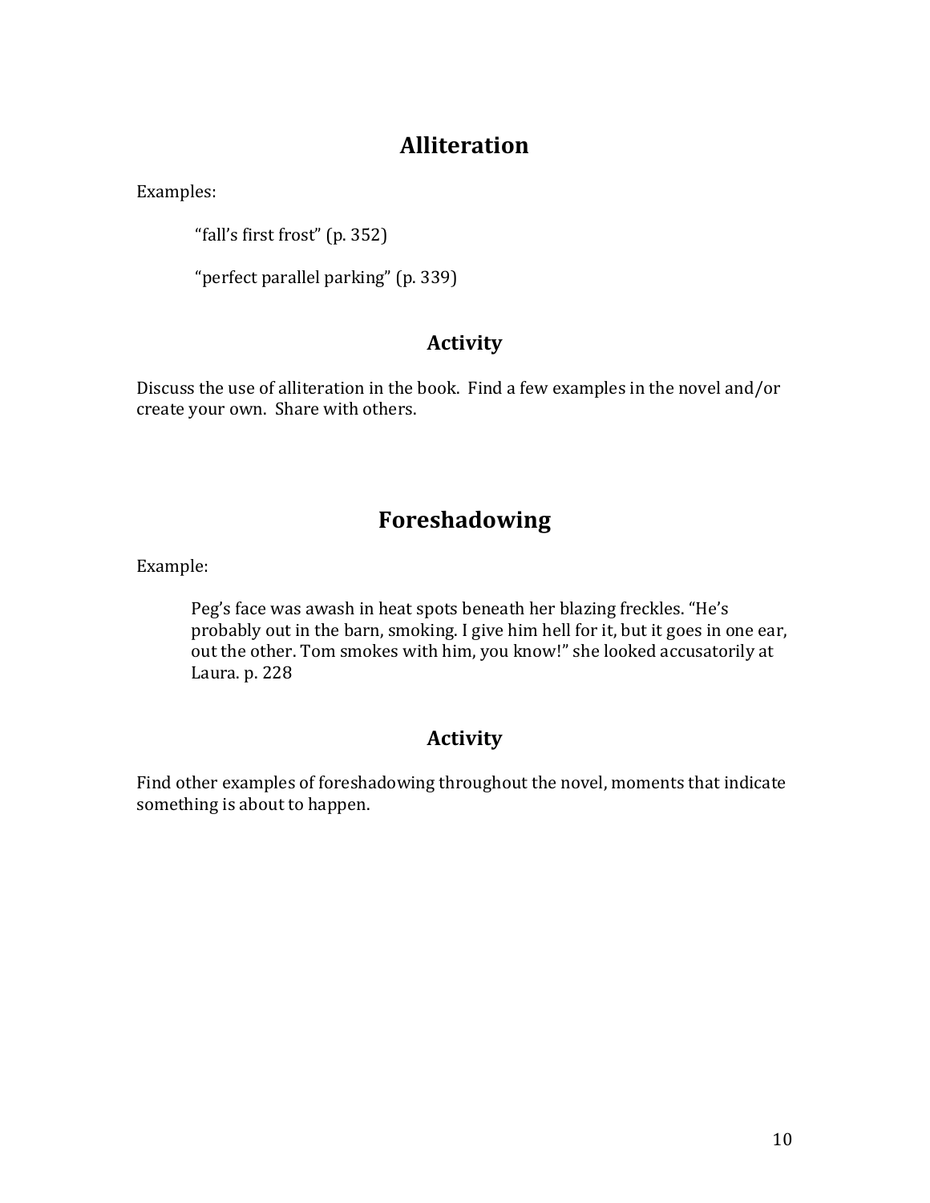## Alliteration

Examples:

> "fall's first frost" (p. 352)
>
> "perfect parallel parking" (p. 339)

### Activity

Discuss the use of alliteration in the book. Find a few examples in the novel and/or create your own. Share with others.

## Foreshadowing

Example:

> Peg's face was awash in heat spots beneath her blazing freckles. "He's probably out in the barn, smoking. I give him hell for it, but it goes in one ear, out the other. Tom smokes with him, you know!" she looked accusatorily at Laura. p. 228

### Activity

Find other examples of foreshadowing throughout the novel, moments that indicate something is about to happen.